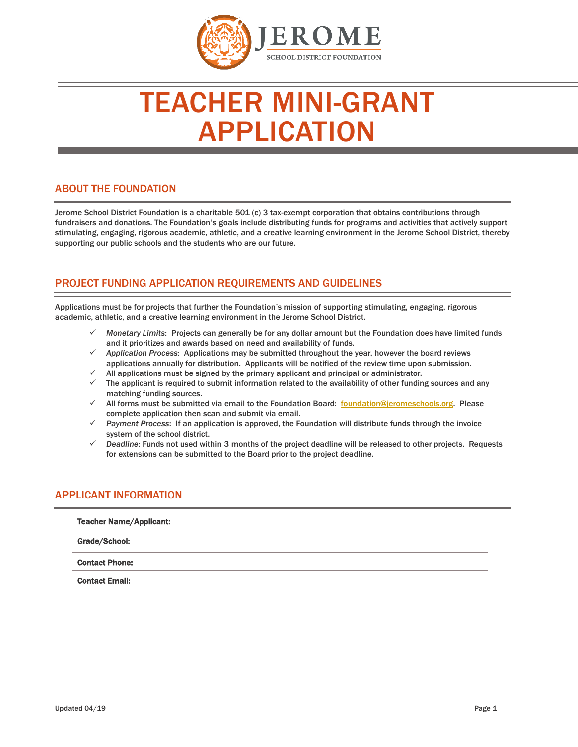JEROME

SCHOOL DISTRICT FOUNDATION

# TEACHER MINI-GRANT APPLICATION

## ABOUT THE FOUNDATION

Jerome School District Foundation is a charitable 501 (c) 3 tax-exempt corporation that obtains contributions through fundraisers and donations. The Foundation's goals include distributing funds for programs and activities that actively support stimulating, engaging, rigorous academic, athletic, and a creative learning environment in the Jerome School District, thereby supporting our public schools and the students who are our future.

## PROJECT FUNDING APPLICATION REQUIREMENTS AND GUIDELINES

Applications must be for projects that further the Foundation's mission of supporting stimulating, engaging, rigorous academic, athletic, and a creative learning environment in the Jerome School District.

- ✓ *Monetary Limits*: Projects can generally be for any dollar amount but the Foundation does have limited funds and it prioritizes and awards based on need and availability of funds.
- ✓ *Application Process*: Applications may be submitted throughout the year, however the board reviews applications annually for distribution. Applicants will be notified of the review time upon submission.
- ✓ All applications must be signed by the primary applicant and principal or administrator.
- ✓ The applicant is required to submit information related to the availability of other funding sources and any matching funding sources.
- ✓ All forms must be submitted via email to the Foundation Board: foundation@jeromeschools.org. Please complete application then scan and submit via email.
- ✓ *Payment Process*: If an application is approved, the Foundation will distribute funds through the invoice system of the school district.
- ✓ *Deadline*: Funds not used within 3 months of the project deadline will be released to other projects. Requests for extensions can be submitted to the Board prior to the project deadline.

## APPLICANT INFORMATION

**Teacher Name/Applicant:**

**Grade/School:**

**Contact Phone:**

**Contact Email:**

Updated 04/19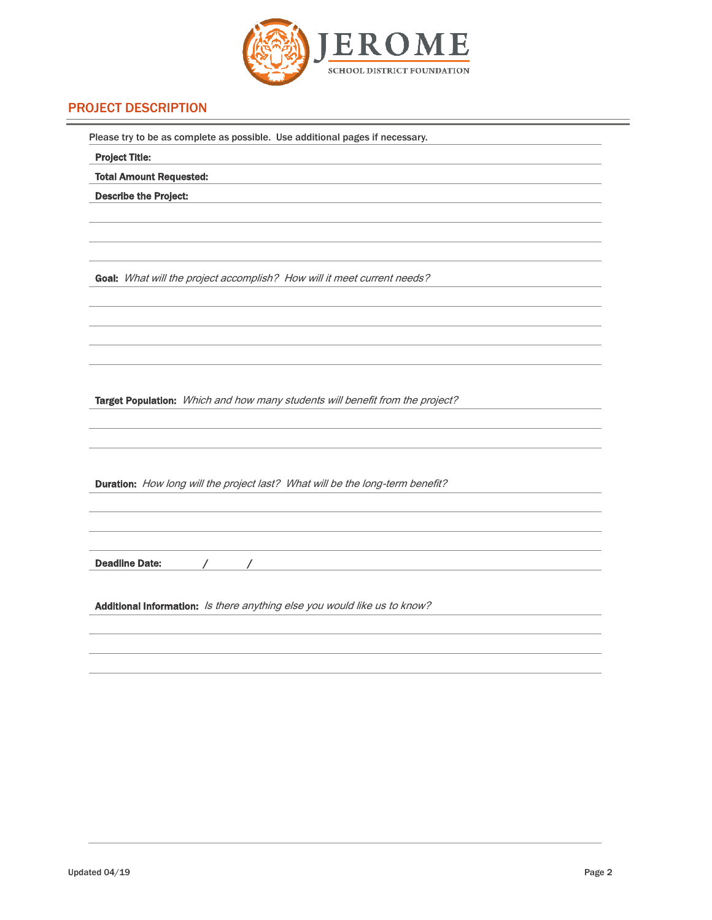JEROME

SCHOOL DISTRICT FOUNDATION

## PROJECT DESCRIPTION

Please try to be as complete as possible. Use additional pages if necessary.

**Project Title:**

**Total Amount Requested:**

**Describe the Project:**

**Goal:** *What will the project accomplish? How will it meet current needs?*

**Target Population:** *Which and how many students will benefit from the project?*

**Duration:** *How long will the project last? What will be the long-term benefit?*

**Deadline Date:** / /

**Additional Information:** *Is there anything else you would like us to know?*

Updated 04/19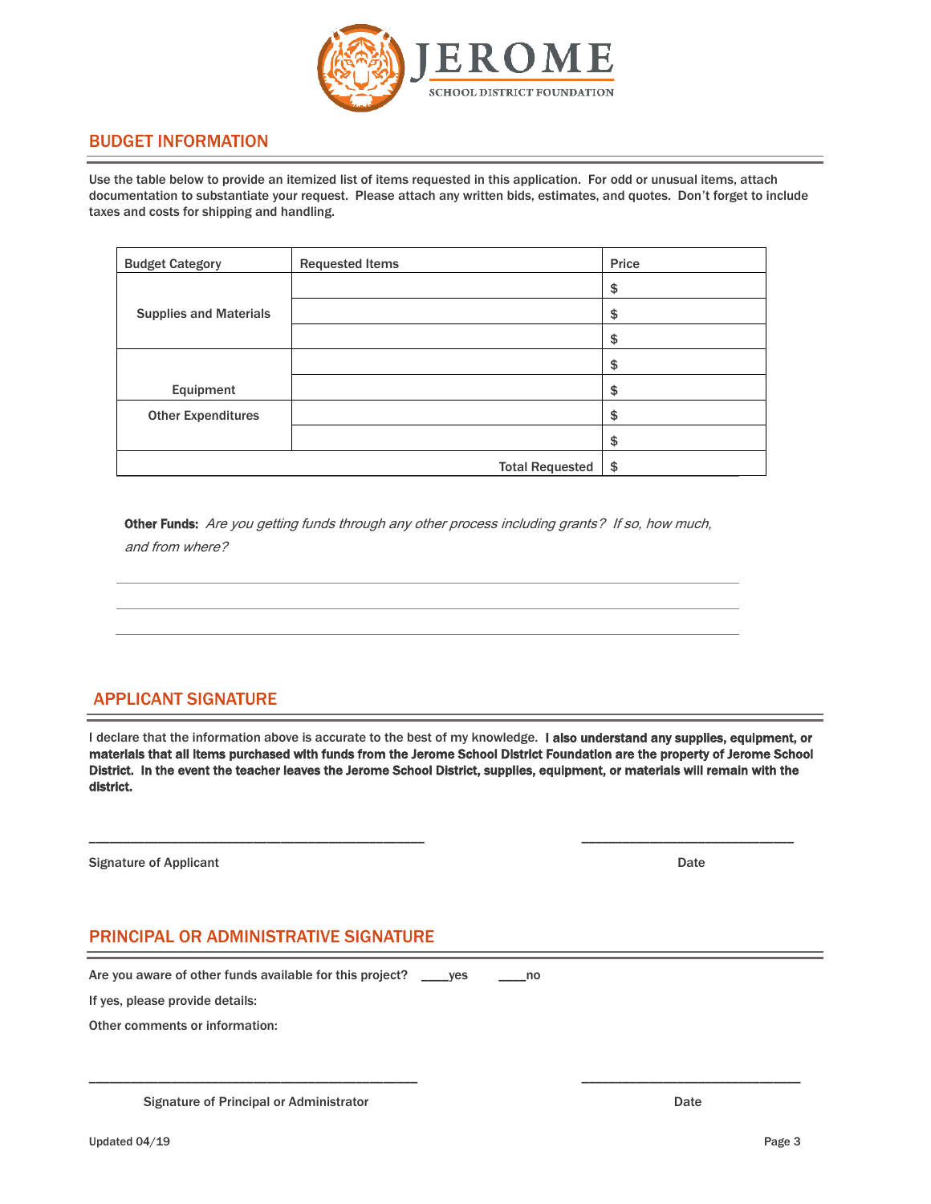JEROME
SCHOOL DISTRICT FOUNDATION

## BUDGET INFORMATION

Use the table below to provide an itemized list of items requested in this application. For odd or unusual items, attach documentation to substantiate your request. Please attach any written bids, estimates, and quotes. Don't forget to include taxes and costs for shipping and handling.

| Budget Category | Requested Items | Price |
|---|---|---|
| Supplies and Materials | | $ |
| | | $ |
| | | $ |
| Equipment | | $ |
| | | $ |
| Other Expenditures | | $ |
| | | $ |
| | Total Requested | $ |

**Other Funds:** *Are you getting funds through any other process including grants? If so, how much, and from where?*

______________________________________________________________

______________________________________________________________

______________________________________________________________

## APPLICANT SIGNATURE

I declare that the information above is accurate to the best of my knowledge. **I also understand any supplies, equipment, or materials that all items purchased with funds from the Jerome School District Foundation are the property of Jerome School District. In the event the teacher leaves the Jerome School District, supplies, equipment, or materials will remain with the district.**

_______________________________________________ _______________________________

Signature of Applicant Date

## PRINCIPAL OR ADMINISTRATIVE SIGNATURE

Are you aware of other funds available for this project? ____yes ____no

If yes, please provide details:

Other comments or information:

_______________________________________________ _______________________________

Signature of Principal or Administrator Date

Updated 04/19